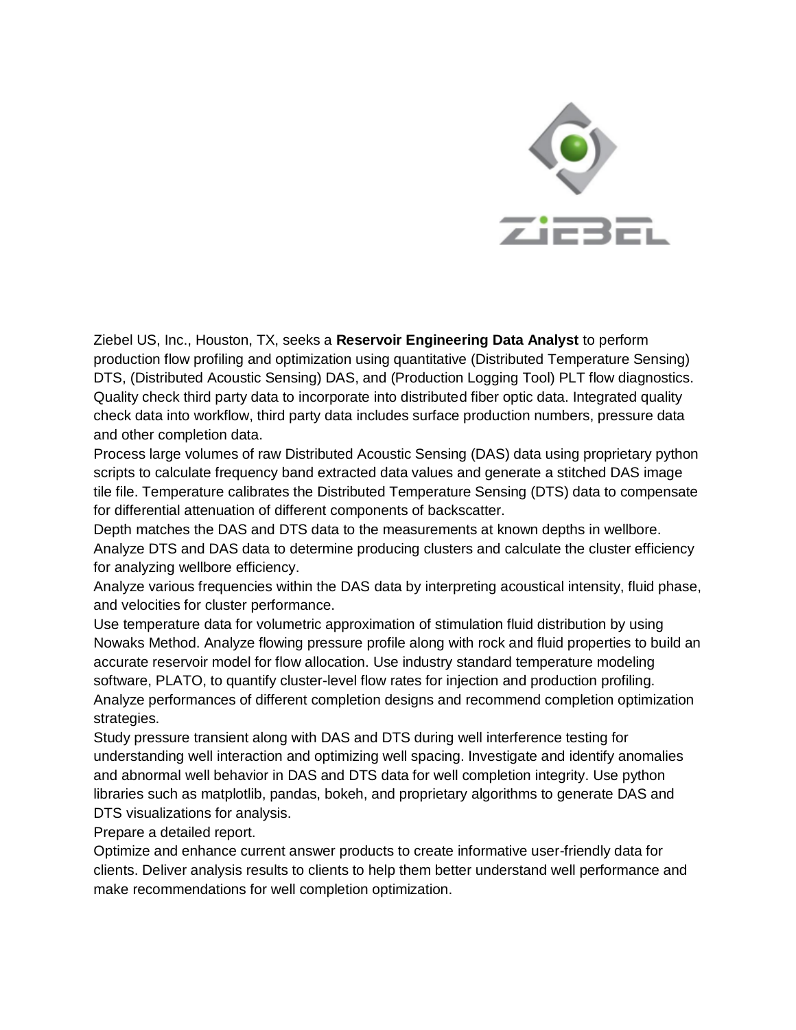Ziebel US, Inc., Houston, TX, seeks a **Reservoir Engineering Data Analyst** to perform production flow profiling and optimization using quantitative (Distributed Temperature Sensing) DTS, (Distributed Acoustic Sensing) DAS, and (Production Logging Tool) PLT flow diagnostics. Quality check third party data to incorporate into distributed fiber optic data. Integrated quality check data into workflow, third party data includes surface production numbers, pressure data and other completion data.

Process large volumes of raw Distributed Acoustic Sensing (DAS) data using proprietary python scripts to calculate frequency band extracted data values and generate a stitched DAS image tile file. Temperature calibrates the Distributed Temperature Sensing (DTS) data to compensate for differential attenuation of different components of backscatter.

Depth matches the DAS and DTS data to the measurements at known depths in wellbore.

Analyze DTS and DAS data to determine producing clusters and calculate the cluster efficiency for analyzing wellbore efficiency.

Analyze various frequencies within the DAS data by interpreting acoustical intensity, fluid phase, and velocities for cluster performance.

Use temperature data for volumetric approximation of stimulation fluid distribution by using Nowaks Method. Analyze flowing pressure profile along with rock and fluid properties to build an accurate reservoir model for flow allocation. Use industry standard temperature modeling software, PLATO, to quantify cluster-level flow rates for injection and production profiling.

Analyze performances of different completion designs and recommend completion optimization strategies.

Study pressure transient along with DAS and DTS during well interference testing for understanding well interaction and optimizing well spacing. Investigate and identify anomalies and abnormal well behavior in DAS and DTS data for well completion integrity. Use python libraries such as matplotlib, pandas, bokeh, and proprietary algorithms to generate DAS and DTS visualizations for analysis.

Prepare a detailed report.

Optimize and enhance current answer products to create informative user-friendly data for clients. Deliver analysis results to clients to help them better understand well performance and make recommendations for well completion optimization.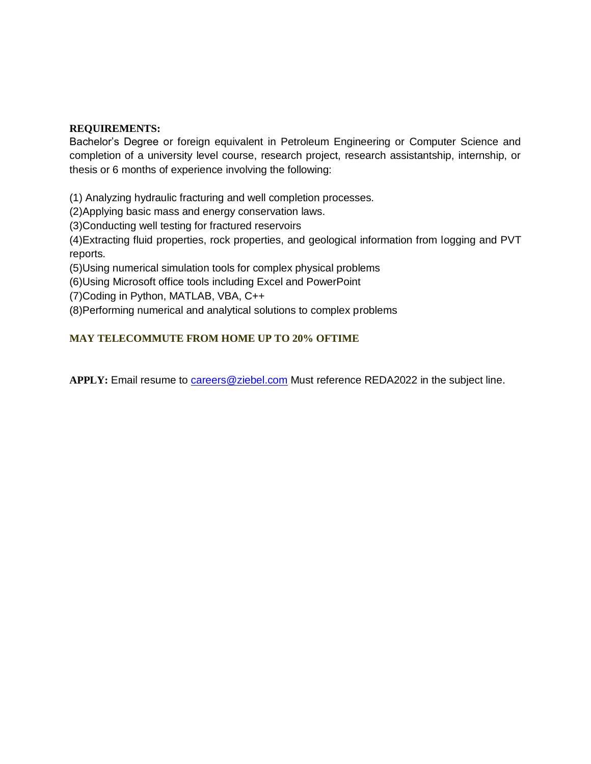**REQUIREMENTS:**
Bachelor's Degree or foreign equivalent in Petroleum Engineering or Computer Science and completion of a university level course, research project, research assistantship, internship, or thesis or 6 months of experience involving the following:

(1) Analyzing hydraulic fracturing and well completion processes.
(2)Applying basic mass and energy conservation laws.
(3)Conducting well testing for fractured reservoirs
(4)Extracting fluid properties, rock properties, and geological information from logging and PVT reports.
(5)Using numerical simulation tools for complex physical problems
(6)Using Microsoft office tools including Excel and PowerPoint
(7)Coding in Python, MATLAB, VBA, C++
(8)Performing numerical and analytical solutions to complex problems

**MAY TELECOMMUTE FROM HOME UP TO 20% OFTIME**

**APPLY:** Email resume to careers@ziebel.com Must reference REDA2022 in the subject line.